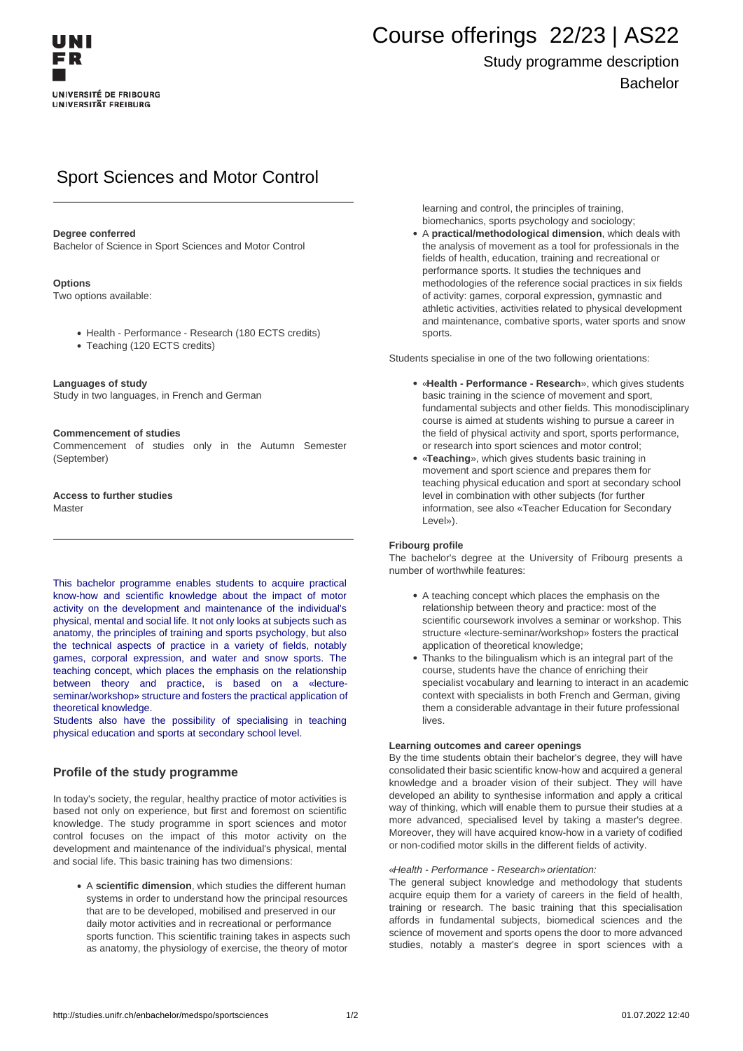# Course offerings 22/23 | AS22

Study programme description

Bachelor

## Sport Sciences and Motor Control

**Degree conferred**
Bachelor of Science in Sport Sciences and Motor Control

**Options**
Two options available:

- Health - Performance - Research (180 ECTS credits)
- Teaching (120 ECTS credits)

**Languages of study**
Study in two languages, in French and German

**Commencement of studies**
Commencement of studies only in the Autumn Semester (September)

**Access to further studies**
Master

This bachelor programme enables students to acquire practical know-how and scientific knowledge about the impact of motor activity on the development and maintenance of the individual's physical, mental and social life. It not only looks at subjects such as anatomy, the principles of training and sports psychology, but also the technical aspects of practice in a variety of fields, notably games, corporal expression, and water and snow sports. The teaching concept, which places the emphasis on the relationship between theory and practice, is based on a «lecture-seminar/workshop» structure and fosters the practical application of theoretical knowledge.
Students also have the possibility of specialising in teaching physical education and sports at secondary school level.

### Profile of the study programme

In today's society, the regular, healthy practice of motor activities is based not only on experience, but first and foremost on scientific knowledge. The study programme in sport sciences and motor control focuses on the impact of this motor activity on the development and maintenance of the individual's physical, mental and social life. This basic training has two dimensions:

- A **scientific dimension**, which studies the different human systems in order to understand how the principal resources that are to be developed, mobilised and preserved in our daily motor activities and in recreational or performance sports function. This scientific training takes in aspects such as anatomy, the physiology of exercise, the theory of motor learning and control, the principles of training, biomechanics, sports psychology and sociology;
- A **practical/methodological dimension**, which deals with the analysis of movement as a tool for professionals in the fields of health, education, training and recreational or performance sports. It studies the techniques and methodologies of the reference social practices in six fields of activity: games, corporal expression, gymnastic and athletic activities, activities related to physical development and maintenance, combative sports, water sports and snow sports.

Students specialise in one of the two following orientations:

- «**Health - Performance - Research**», which gives students basic training in the science of movement and sport, fundamental subjects and other fields. This monodisciplinary course is aimed at students wishing to pursue a career in the field of physical activity and sport, sports performance, or research into sport sciences and motor control;
- «**Teaching**», which gives students basic training in movement and sport science and prepares them for teaching physical education and sport at secondary school level in combination with other subjects (for further information, see also «Teacher Education for Secondary Level»).

**Fribourg profile**
The bachelor's degree at the University of Fribourg presents a number of worthwhile features:

- A teaching concept which places the emphasis on the relationship between theory and practice: most of the scientific coursework involves a seminar or workshop. This structure «lecture-seminar/workshop» fosters the practical application of theoretical knowledge;
- Thanks to the bilingualism which is an integral part of the course, students have the chance of enriching their specialist vocabulary and learning to interact in an academic context with specialists in both French and German, giving them a considerable advantage in their future professional lives.

**Learning outcomes and career openings**
By the time students obtain their bachelor's degree, they will have consolidated their basic scientific know-how and acquired a general knowledge and a broader vision of their subject. They will have developed an ability to synthesise information and apply a critical way of thinking, which will enable them to pursue their studies at a more advanced, specialised level by taking a master's degree. Moreover, they will have acquired know-how in a variety of codified or non-codified motor skills in the different fields of activity.

*«Health - Performance - Research» orientation:*
The general subject knowledge and methodology that students acquire equip them for a variety of careers in the field of health, training or research. The basic training that this specialisation affords in fundamental subjects, biomedical sciences and the science of movement and sports opens the door to more advanced studies, notably a master's degree in sport sciences with a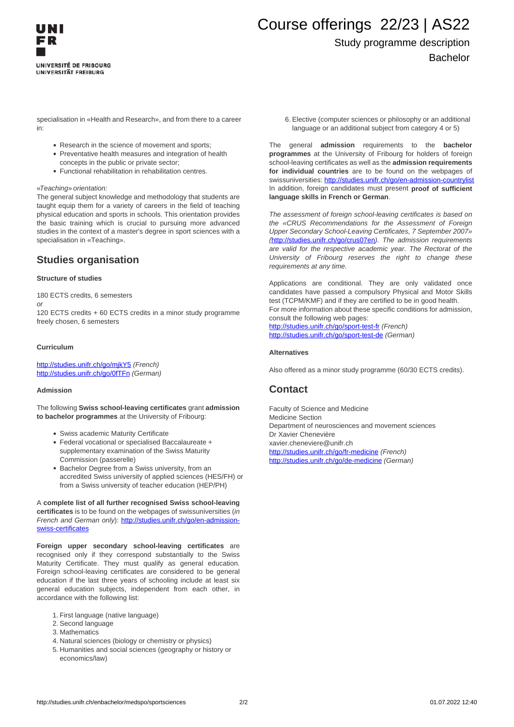specialisation in «Health and Research», and from there to a career in:

- Research in the science of movement and sports;
- Preventative health measures and integration of health concepts in the public or private sector;
- Functional rehabilitation in rehabilitation centres.

*«Teaching» orientation:*
The general subject knowledge and methodology that students are taught equip them for a variety of careers in the field of teaching physical education and sports in schools. This orientation provides the basic training which is crucial to pursuing more advanced studies in the context of a master's degree in sport sciences with a specialisation in «Teaching».

## Studies organisation

#### Structure of studies

180 ECTS credits, 6 semesters
*or*
120 ECTS credits + 60 ECTS credits in a minor study programme freely chosen, 6 semesters

#### Curriculum

http://studies.unifr.ch/go/mjkY5 *(French)*
http://studies.unifr.ch/go/0fTFn *(German)*

#### Admission

The following **Swiss school-leaving certificates** grant **admission to bachelor programmes** at the University of Fribourg:

- Swiss academic Maturity Certificate
- Federal vocational or specialised Baccalaureate + supplementary examination of the Swiss Maturity Commission (passerelle)
- Bachelor Degree from a Swiss university, from an accredited Swiss university of applied sciences (HES/FH) or from a Swiss university of teacher education (HEP/PH)

A **complete list of all further recognised Swiss school-leaving certificates** is to be found on the webpages of swissuniversities (*in French and German only*): http://studies.unifr.ch/go/en-admission-swiss-certificates

**Foreign upper secondary school-leaving certificates** are recognised only if they correspond substantially to the Swiss Maturity Certificate. They must qualify as general education. Foreign school-leaving certificates are considered to be general education if the last three years of schooling include at least six general education subjects, independent from each other, in accordance with the following list:

1. First language (native language)
2. Second language
3. Mathematics
4. Natural sciences (biology or chemistry or physics)
5. Humanities and social sciences (geography or history or economics/law)
6. Elective (computer sciences or philosophy or an additional language or an additional subject from category 4 or 5)

The general **admission** requirements to the **bachelor programmes** at the University of Fribourg for holders of foreign school-leaving certificates as well as the **admission requirements for individual countries** are to be found on the webpages of swissuniversities: http://studies.unifr.ch/go/en-admission-countrylist
In addition, foreign candidates must present **proof of sufficient language skills in French or German**.

*The assessment of foreign school-leaving certificates is based on the «CRUS Recommendations for the Assessment of Foreign Upper Secondary School-Leaving Certificates, 7 September 2007» (*http://studies.unifr.ch/go/crus07en*). The admission requirements are valid for the respective academic year. The Rectorat of the University of Fribourg reserves the right to change these requirements at any time.*

Applications are conditional. They are only validated once candidates have passed a compulsory Physical and Motor Skills test (TCPM/KMF) and if they are certified to be in good health.
For more information about these specific conditions for admission, consult the following web pages:
http://studies.unifr.ch/go/sport-test-fr *(French)*
http://studies.unifr.ch/go/sport-test-de *(German)*

#### Alternatives

Also offered as a minor study programme (60/30 ECTS credits).

## Contact

Faculty of Science and Medicine
Medicine Section
Department of neurosciences and movement sciences
Dr Xavier Chenevière
xavier.cheneviere@unifr.ch
http://studies.unifr.ch/go/fr-medicine *(French)*
http://studies.unifr.ch/go/de-medicine *(German)*